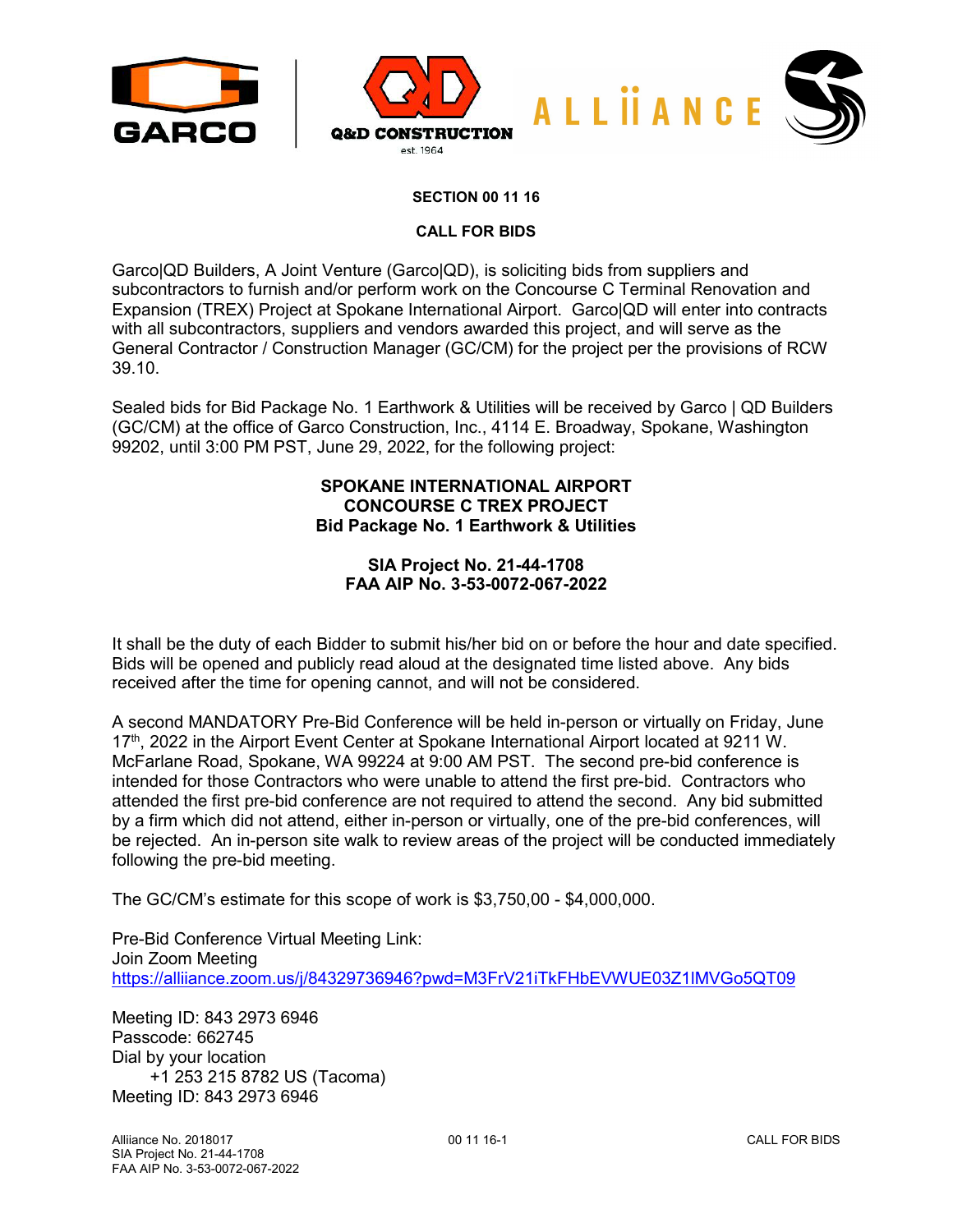GARCO | Q&D CONSTRUCTION est. 1964 | ALLIIANCE

# SECTION 00 11 16

## CALL FOR BIDS

Garco|QD Builders, A Joint Venture (Garco|QD), is soliciting bids from suppliers and subcontractors to furnish and/or perform work on the Concourse C Terminal Renovation and Expansion (TREX) Project at Spokane International Airport. Garco|QD will enter into contracts with all subcontractors, suppliers and vendors awarded this project, and will serve as the General Contractor / Construction Manager (GC/CM) for the project per the provisions of RCW 39.10.

Sealed bids for Bid Package No. 1 Earthwork & Utilities will be received by Garco | QD Builders (GC/CM) at the office of Garco Construction, Inc., 4114 E. Broadway, Spokane, Washington 99202, until 3:00 PM PST, June 29, 2022, for the following project:

**SPOKANE INTERNATIONAL AIRPORT**
**CONCOURSE C TREX PROJECT**
**Bid Package No. 1 Earthwork & Utilities**

**SIA Project No. 21-44-1708**
**FAA AIP No. 3-53-0072-067-2022**

It shall be the duty of each Bidder to submit his/her bid on or before the hour and date specified. Bids will be opened and publicly read aloud at the designated time listed above. Any bids received after the time for opening cannot, and will not be considered.

A second MANDATORY Pre-Bid Conference will be held in-person or virtually on Friday, June 17th, 2022 in the Airport Event Center at Spokane International Airport located at 9211 W. McFarlane Road, Spokane, WA 99224 at 9:00 AM PST. The second pre-bid conference is intended for those Contractors who were unable to attend the first pre-bid. Contractors who attended the first pre-bid conference are not required to attend the second. Any bid submitted by a firm which did not attend, either in-person or virtually, one of the pre-bid conferences, will be rejected. An in-person site walk to review areas of the project will be conducted immediately following the pre-bid meeting.

The GC/CM's estimate for this scope of work is $3,750,00 - $4,000,000.

Pre-Bid Conference Virtual Meeting Link:
Join Zoom Meeting
https://alliiance.zoom.us/j/84329736946?pwd=M3FrV21iTkFHbEVWUE03Z1lMVGo5QT09

Meeting ID: 843 2973 6946
Passcode: 662745
Dial by your location
 +1 253 215 8782 US (Tacoma)
Meeting ID: 843 2973 6946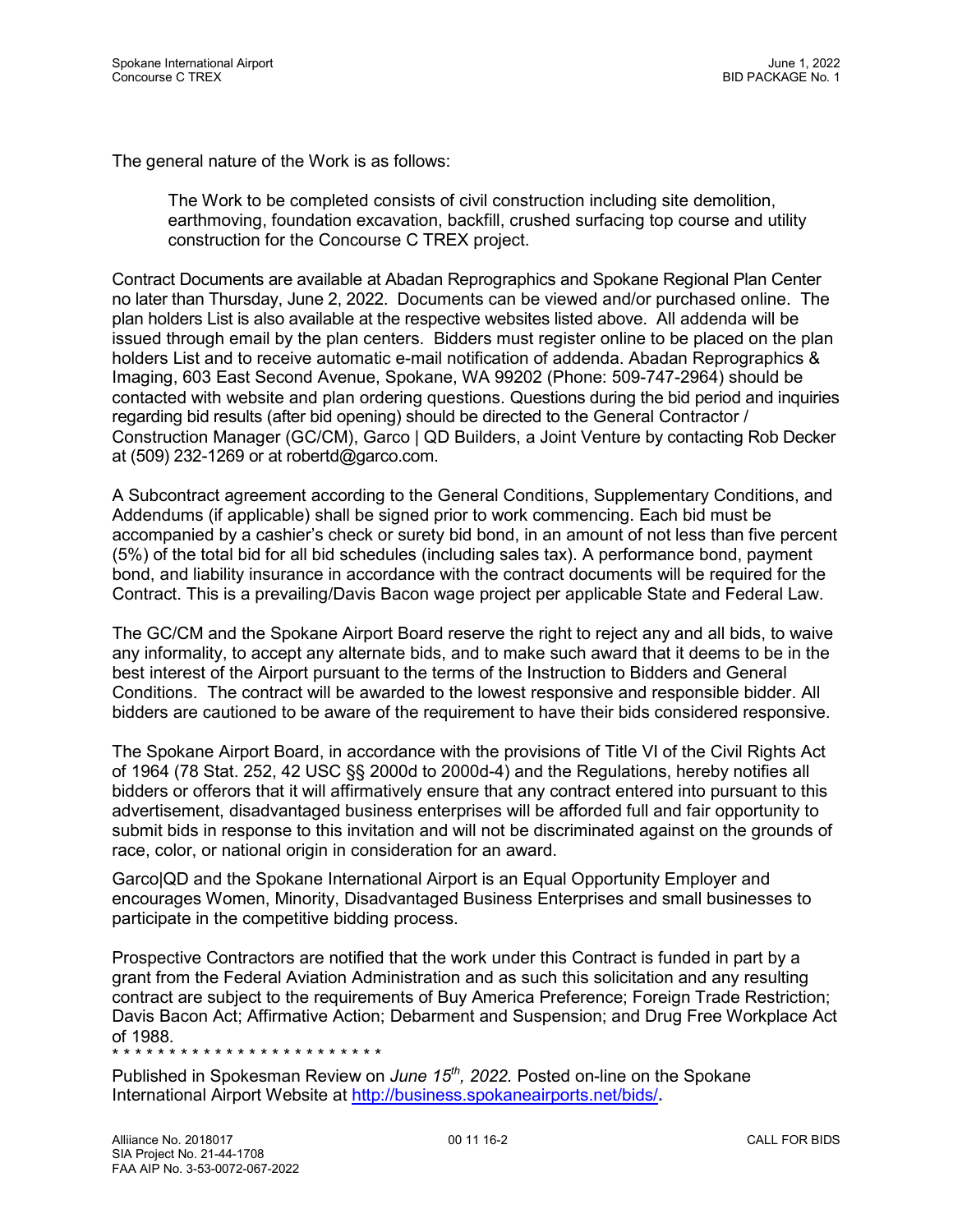The general nature of the Work is as follows:

> The Work to be completed consists of civil construction including site demolition, earthmoving, foundation excavation, backfill, crushed surfacing top course and utility construction for the Concourse C TREX project.

Contract Documents are available at Abadan Reprographics and Spokane Regional Plan Center no later than Thursday, June 2, 2022. Documents can be viewed and/or purchased online. The plan holders List is also available at the respective websites listed above. All addenda will be issued through email by the plan centers. Bidders must register online to be placed on the plan holders List and to receive automatic e-mail notification of addenda. Abadan Reprographics & Imaging, 603 East Second Avenue, Spokane, WA 99202 (Phone: 509-747-2964) should be contacted with website and plan ordering questions. Questions during the bid period and inquiries regarding bid results (after bid opening) should be directed to the General Contractor / Construction Manager (GC/CM), Garco | QD Builders, a Joint Venture by contacting Rob Decker at (509) 232-1269 or at robertd@garco.com.

A Subcontract agreement according to the General Conditions, Supplementary Conditions, and Addendums (if applicable) shall be signed prior to work commencing. Each bid must be accompanied by a cashier's check or surety bid bond, in an amount of not less than five percent (5%) of the total bid for all bid schedules (including sales tax). A performance bond, payment bond, and liability insurance in accordance with the contract documents will be required for the Contract. This is a prevailing/Davis Bacon wage project per applicable State and Federal Law.

The GC/CM and the Spokane Airport Board reserve the right to reject any and all bids, to waive any informality, to accept any alternate bids, and to make such award that it deems to be in the best interest of the Airport pursuant to the terms of the Instruction to Bidders and General Conditions. The contract will be awarded to the lowest responsive and responsible bidder. All bidders are cautioned to be aware of the requirement to have their bids considered responsive.

The Spokane Airport Board, in accordance with the provisions of Title VI of the Civil Rights Act of 1964 (78 Stat. 252, 42 USC §§ 2000d to 2000d-4) and the Regulations, hereby notifies all bidders or offerors that it will affirmatively ensure that any contract entered into pursuant to this advertisement, disadvantaged business enterprises will be afforded full and fair opportunity to submit bids in response to this invitation and will not be discriminated against on the grounds of race, color, or national origin in consideration for an award.

Garco|QD and the Spokane International Airport is an Equal Opportunity Employer and encourages Women, Minority, Disadvantaged Business Enterprises and small businesses to participate in the competitive bidding process.

Prospective Contractors are notified that the work under this Contract is funded in part by a grant from the Federal Aviation Administration and as such this solicitation and any resulting contract are subject to the requirements of Buy America Preference; Foreign Trade Restriction; Davis Bacon Act; Affirmative Action; Debarment and Suspension; and Drug Free Workplace Act of 1988.

* * * * * * * * * * * * * * * * * * * * * * * *

Published in Spokesman Review on *June 15th, 2022.* Posted on-line on the Spokane International Airport Website at http://business.spokaneairports.net/bids/.